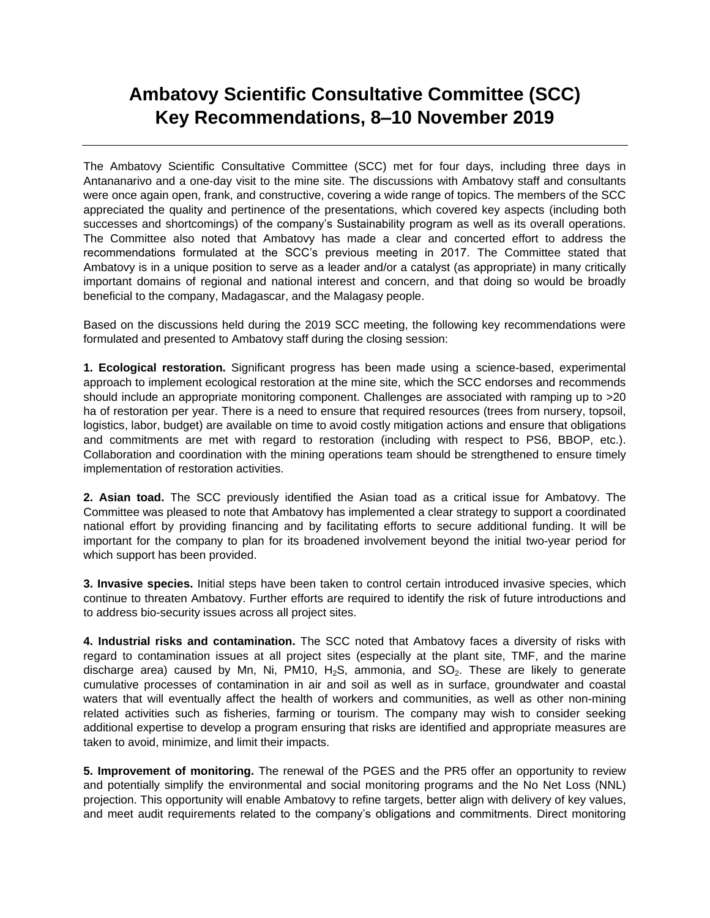# Ambatovy Scientific Consultative Committee (SCC) Key Recommendations, 8–10 November 2019

---

The Ambatovy Scientific Consultative Committee (SCC) met for four days, including three days in Antananarivo and a one-day visit to the mine site. The discussions with Ambatovy staff and consultants were once again open, frank, and constructive, covering a wide range of topics. The members of the SCC appreciated the quality and pertinence of the presentations, which covered key aspects (including both successes and shortcomings) of the company's Sustainability program as well as its overall operations. The Committee also noted that Ambatovy has made a clear and concerted effort to address the recommendations formulated at the SCC's previous meeting in 2017. The Committee stated that Ambatovy is in a unique position to serve as a leader and/or a catalyst (as appropriate) in many critically important domains of regional and national interest and concern, and that doing so would be broadly beneficial to the company, Madagascar, and the Malagasy people.

Based on the discussions held during the 2019 SCC meeting, the following key recommendations were formulated and presented to Ambatovy staff during the closing session:

**1. Ecological restoration.** Significant progress has been made using a science-based, experimental approach to implement ecological restoration at the mine site, which the SCC endorses and recommends should include an appropriate monitoring component. Challenges are associated with ramping up to >20 ha of restoration per year. There is a need to ensure that required resources (trees from nursery, topsoil, logistics, labor, budget) are available on time to avoid costly mitigation actions and ensure that obligations and commitments are met with regard to restoration (including with respect to PS6, BBOP, etc.). Collaboration and coordination with the mining operations team should be strengthened to ensure timely implementation of restoration activities.

**2. Asian toad.** The SCC previously identified the Asian toad as a critical issue for Ambatovy. The Committee was pleased to note that Ambatovy has implemented a clear strategy to support a coordinated national effort by providing financing and by facilitating efforts to secure additional funding. It will be important for the company to plan for its broadened involvement beyond the initial two-year period for which support has been provided.

**3. Invasive species.** Initial steps have been taken to control certain introduced invasive species, which continue to threaten Ambatovy. Further efforts are required to identify the risk of future introductions and to address bio-security issues across all project sites.

**4. Industrial risks and contamination.** The SCC noted that Ambatovy faces a diversity of risks with regard to contamination issues at all project sites (especially at the plant site, TMF, and the marine discharge area) caused by Mn, Ni, PM10, $H_2S$, ammonia, and $SO_2$. These are likely to generate cumulative processes of contamination in air and soil as well as in surface, groundwater and coastal waters that will eventually affect the health of workers and communities, as well as other non-mining related activities such as fisheries, farming or tourism. The company may wish to consider seeking additional expertise to develop a program ensuring that risks are identified and appropriate measures are taken to avoid, minimize, and limit their impacts.

**5. Improvement of monitoring.** The renewal of the PGES and the PR5 offer an opportunity to review and potentially simplify the environmental and social monitoring programs and the No Net Loss (NNL) projection. This opportunity will enable Ambatovy to refine targets, better align with delivery of key values, and meet audit requirements related to the company's obligations and commitments. Direct monitoring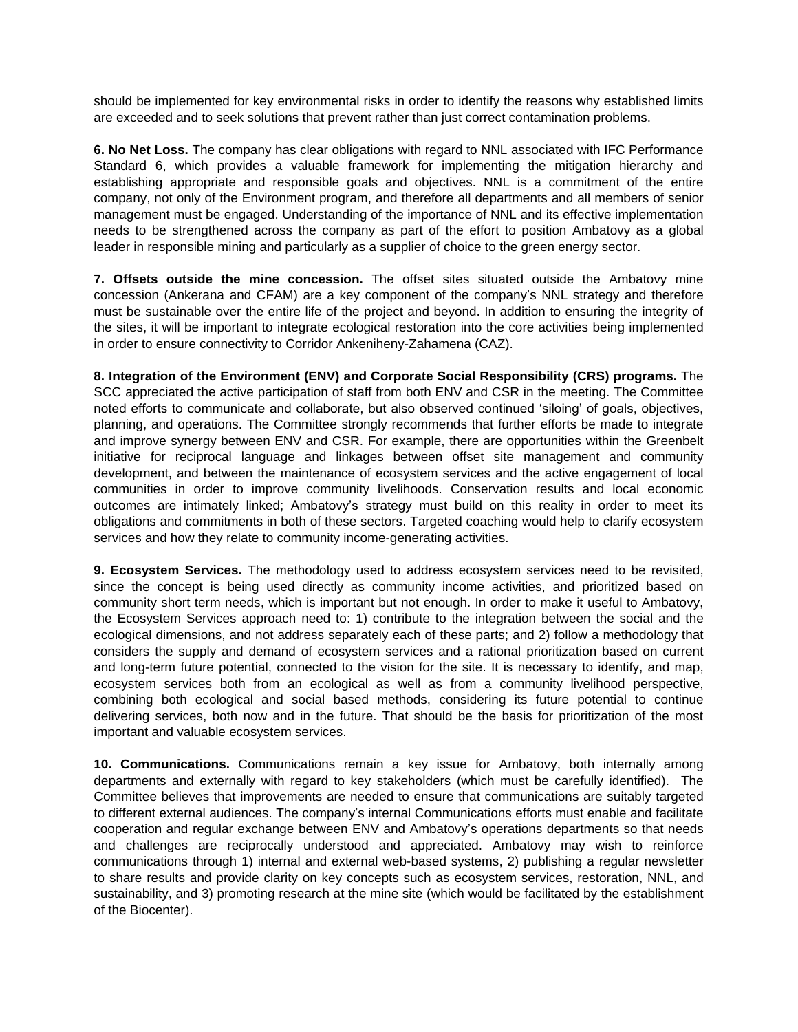should be implemented for key environmental risks in order to identify the reasons why established limits are exceeded and to seek solutions that prevent rather than just correct contamination problems.

**6. No Net Loss.** The company has clear obligations with regard to NNL associated with IFC Performance Standard 6, which provides a valuable framework for implementing the mitigation hierarchy and establishing appropriate and responsible goals and objectives. NNL is a commitment of the entire company, not only of the Environment program, and therefore all departments and all members of senior management must be engaged. Understanding of the importance of NNL and its effective implementation needs to be strengthened across the company as part of the effort to position Ambatovy as a global leader in responsible mining and particularly as a supplier of choice to the green energy sector.

**7. Offsets outside the mine concession.** The offset sites situated outside the Ambatovy mine concession (Ankerana and CFAM) are a key component of the company's NNL strategy and therefore must be sustainable over the entire life of the project and beyond. In addition to ensuring the integrity of the sites, it will be important to integrate ecological restoration into the core activities being implemented in order to ensure connectivity to Corridor Ankeniheny-Zahamena (CAZ).

**8. Integration of the Environment (ENV) and Corporate Social Responsibility (CRS) programs.** The SCC appreciated the active participation of staff from both ENV and CSR in the meeting. The Committee noted efforts to communicate and collaborate, but also observed continued 'siloing' of goals, objectives, planning, and operations. The Committee strongly recommends that further efforts be made to integrate and improve synergy between ENV and CSR. For example, there are opportunities within the Greenbelt initiative for reciprocal language and linkages between offset site management and community development, and between the maintenance of ecosystem services and the active engagement of local communities in order to improve community livelihoods. Conservation results and local economic outcomes are intimately linked; Ambatovy's strategy must build on this reality in order to meet its obligations and commitments in both of these sectors. Targeted coaching would help to clarify ecosystem services and how they relate to community income-generating activities.

**9. Ecosystem Services.** The methodology used to address ecosystem services need to be revisited, since the concept is being used directly as community income activities, and prioritized based on community short term needs, which is important but not enough. In order to make it useful to Ambatovy, the Ecosystem Services approach need to: 1) contribute to the integration between the social and the ecological dimensions, and not address separately each of these parts; and 2) follow a methodology that considers the supply and demand of ecosystem services and a rational prioritization based on current and long-term future potential, connected to the vision for the site. It is necessary to identify, and map, ecosystem services both from an ecological as well as from a community livelihood perspective, combining both ecological and social based methods, considering its future potential to continue delivering services, both now and in the future. That should be the basis for prioritization of the most important and valuable ecosystem services.

**10. Communications.** Communications remain a key issue for Ambatovy, both internally among departments and externally with regard to key stakeholders (which must be carefully identified). The Committee believes that improvements are needed to ensure that communications are suitably targeted to different external audiences. The company's internal Communications efforts must enable and facilitate cooperation and regular exchange between ENV and Ambatovy's operations departments so that needs and challenges are reciprocally understood and appreciated. Ambatovy may wish to reinforce communications through 1) internal and external web-based systems, 2) publishing a regular newsletter to share results and provide clarity on key concepts such as ecosystem services, restoration, NNL, and sustainability, and 3) promoting research at the mine site (which would be facilitated by the establishment of the Biocenter).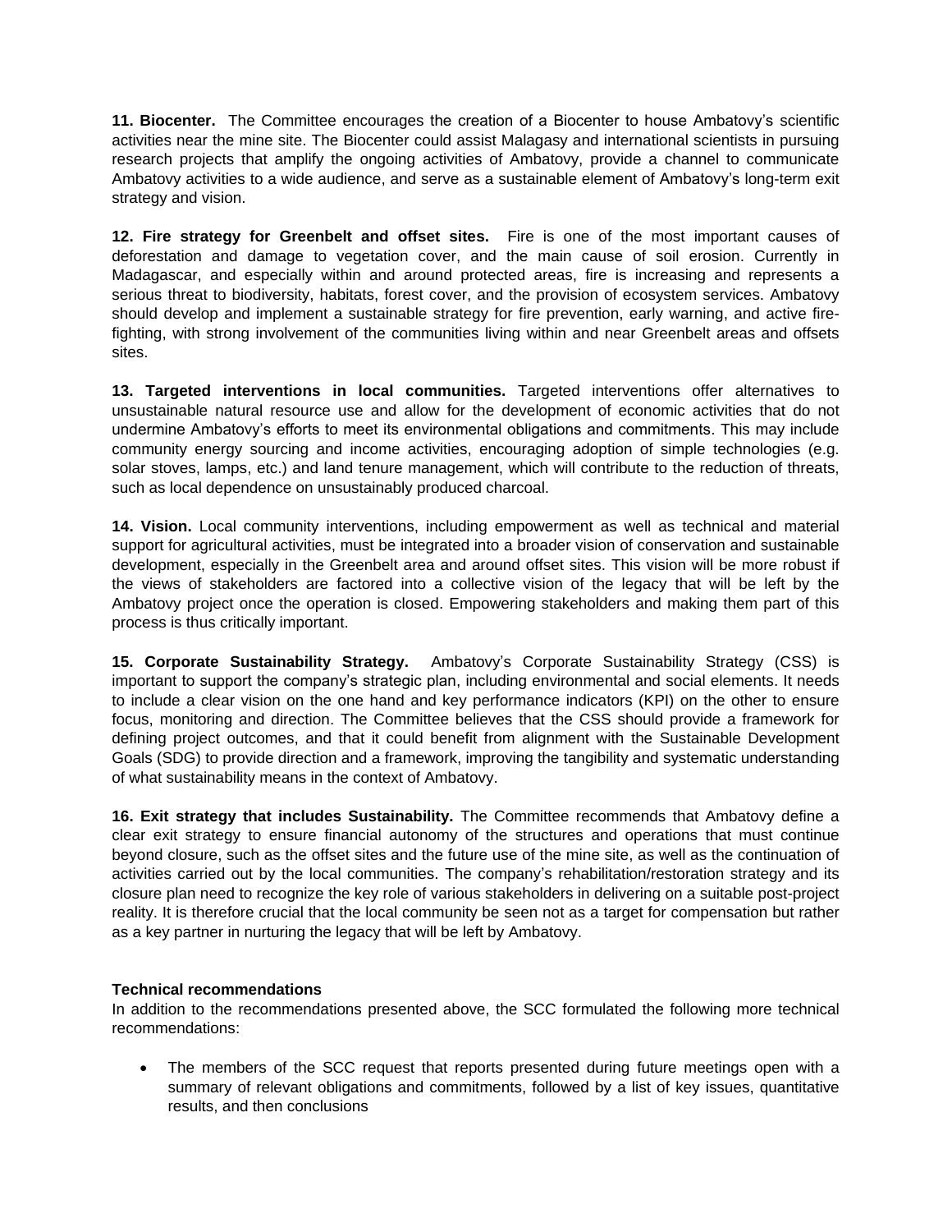**11. Biocenter.** The Committee encourages the creation of a Biocenter to house Ambatovy's scientific activities near the mine site. The Biocenter could assist Malagasy and international scientists in pursuing research projects that amplify the ongoing activities of Ambatovy, provide a channel to communicate Ambatovy activities to a wide audience, and serve as a sustainable element of Ambatovy's long-term exit strategy and vision.

**12. Fire strategy for Greenbelt and offset sites.** Fire is one of the most important causes of deforestation and damage to vegetation cover, and the main cause of soil erosion. Currently in Madagascar, and especially within and around protected areas, fire is increasing and represents a serious threat to biodiversity, habitats, forest cover, and the provision of ecosystem services. Ambatovy should develop and implement a sustainable strategy for fire prevention, early warning, and active fire-fighting, with strong involvement of the communities living within and near Greenbelt areas and offsets sites.

**13. Targeted interventions in local communities.** Targeted interventions offer alternatives to unsustainable natural resource use and allow for the development of economic activities that do not undermine Ambatovy's efforts to meet its environmental obligations and commitments. This may include community energy sourcing and income activities, encouraging adoption of simple technologies (e.g. solar stoves, lamps, etc.) and land tenure management, which will contribute to the reduction of threats, such as local dependence on unsustainably produced charcoal.

**14. Vision.** Local community interventions, including empowerment as well as technical and material support for agricultural activities, must be integrated into a broader vision of conservation and sustainable development, especially in the Greenbelt area and around offset sites. This vision will be more robust if the views of stakeholders are factored into a collective vision of the legacy that will be left by the Ambatovy project once the operation is closed. Empowering stakeholders and making them part of this process is thus critically important.

**15. Corporate Sustainability Strategy.** Ambatovy's Corporate Sustainability Strategy (CSS) is important to support the company's strategic plan, including environmental and social elements. It needs to include a clear vision on the one hand and key performance indicators (KPI) on the other to ensure focus, monitoring and direction. The Committee believes that the CSS should provide a framework for defining project outcomes, and that it could benefit from alignment with the Sustainable Development Goals (SDG) to provide direction and a framework, improving the tangibility and systematic understanding of what sustainability means in the context of Ambatovy.

**16. Exit strategy that includes Sustainability.** The Committee recommends that Ambatovy define a clear exit strategy to ensure financial autonomy of the structures and operations that must continue beyond closure, such as the offset sites and the future use of the mine site, as well as the continuation of activities carried out by the local communities. The company's rehabilitation/restoration strategy and its closure plan need to recognize the key role of various stakeholders in delivering on a suitable post-project reality. It is therefore crucial that the local community be seen not as a target for compensation but rather as a key partner in nurturing the legacy that will be left by Ambatovy.

**Technical recommendations**

In addition to the recommendations presented above, the SCC formulated the following more technical recommendations:

- The members of the SCC request that reports presented during future meetings open with a summary of relevant obligations and commitments, followed by a list of key issues, quantitative results, and then conclusions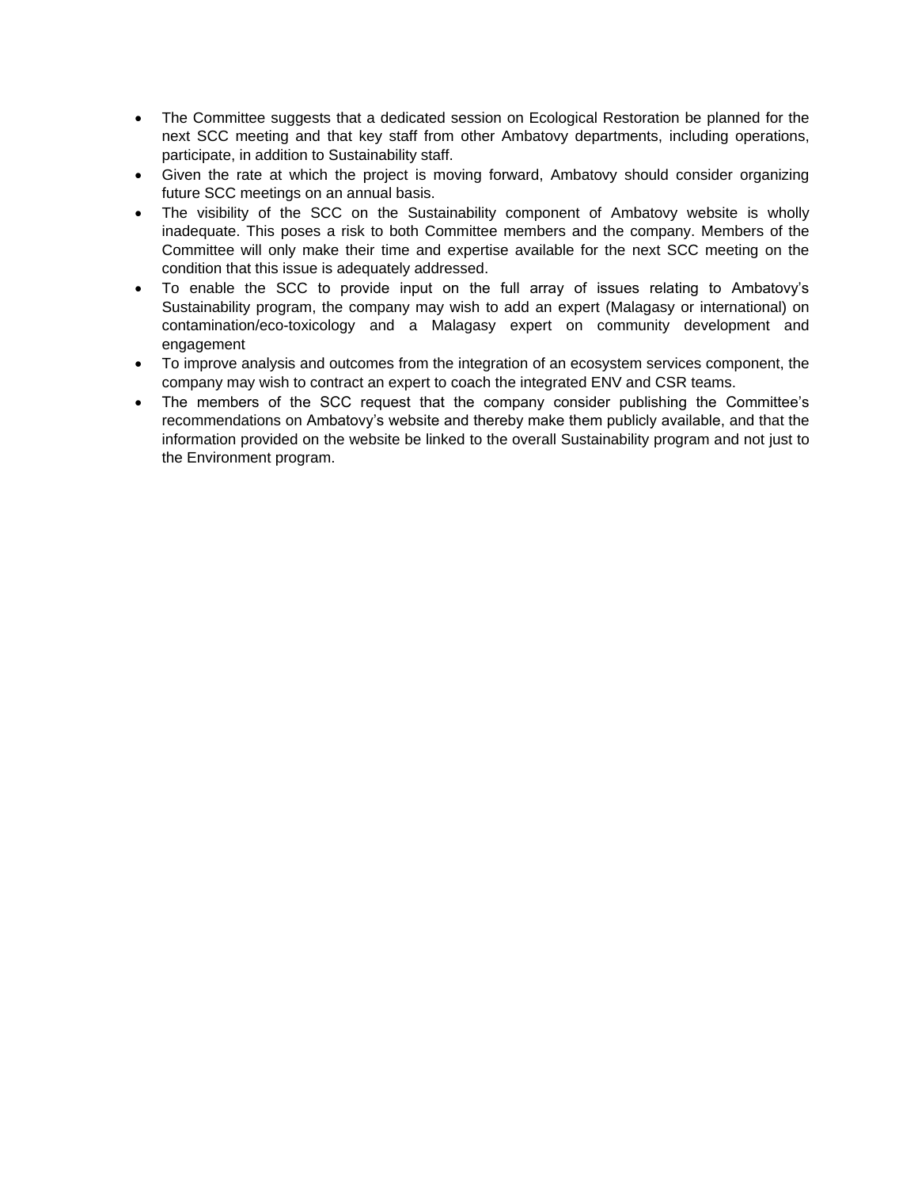- The Committee suggests that a dedicated session on Ecological Restoration be planned for the next SCC meeting and that key staff from other Ambatovy departments, including operations, participate, in addition to Sustainability staff.
- Given the rate at which the project is moving forward, Ambatovy should consider organizing future SCC meetings on an annual basis.
- The visibility of the SCC on the Sustainability component of Ambatovy website is wholly inadequate. This poses a risk to both Committee members and the company. Members of the Committee will only make their time and expertise available for the next SCC meeting on the condition that this issue is adequately addressed.
- To enable the SCC to provide input on the full array of issues relating to Ambatovy's Sustainability program, the company may wish to add an expert (Malagasy or international) on contamination/eco-toxicology and a Malagasy expert on community development and engagement
- To improve analysis and outcomes from the integration of an ecosystem services component, the company may wish to contract an expert to coach the integrated ENV and CSR teams.
- The members of the SCC request that the company consider publishing the Committee's recommendations on Ambatovy's website and thereby make them publicly available, and that the information provided on the website be linked to the overall Sustainability program and not just to the Environment program.